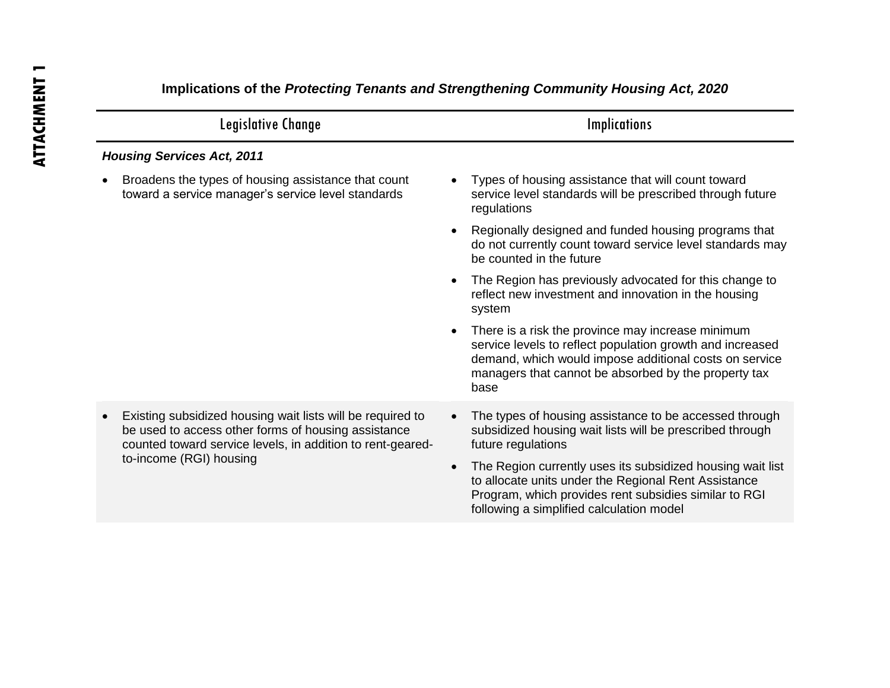ATTACHMENT 1

**Implications of the *Protecting Tenants and Strengthening Community Housing Act, 2020***

| Legislative Change | Implications |
|---|---|
| ***Housing Services Act, 2011*** | |
| • Broadens the types of housing assistance that count toward a service manager's service level standards | • Types of housing assistance that will count toward service level standards will be prescribed through future regulations<br>• Regionally designed and funded housing programs that do not currently count toward service level standards may be counted in the future<br>• The Region has previously advocated for this change to reflect new investment and innovation in the housing system<br>• There is a risk the province may increase minimum service levels to reflect population growth and increased demand, which would impose additional costs on service managers that cannot be absorbed by the property tax base |
| • Existing subsidized housing wait lists will be required to be used to access other forms of housing assistance counted toward service levels, in addition to rent-geared-to-income (RGI) housing | • The types of housing assistance to be accessed through subsidized housing wait lists will be prescribed through future regulations<br>• The Region currently uses its subsidized housing wait list to allocate units under the Regional Rent Assistance Program, which provides rent subsidies similar to RGI following a simplified calculation model |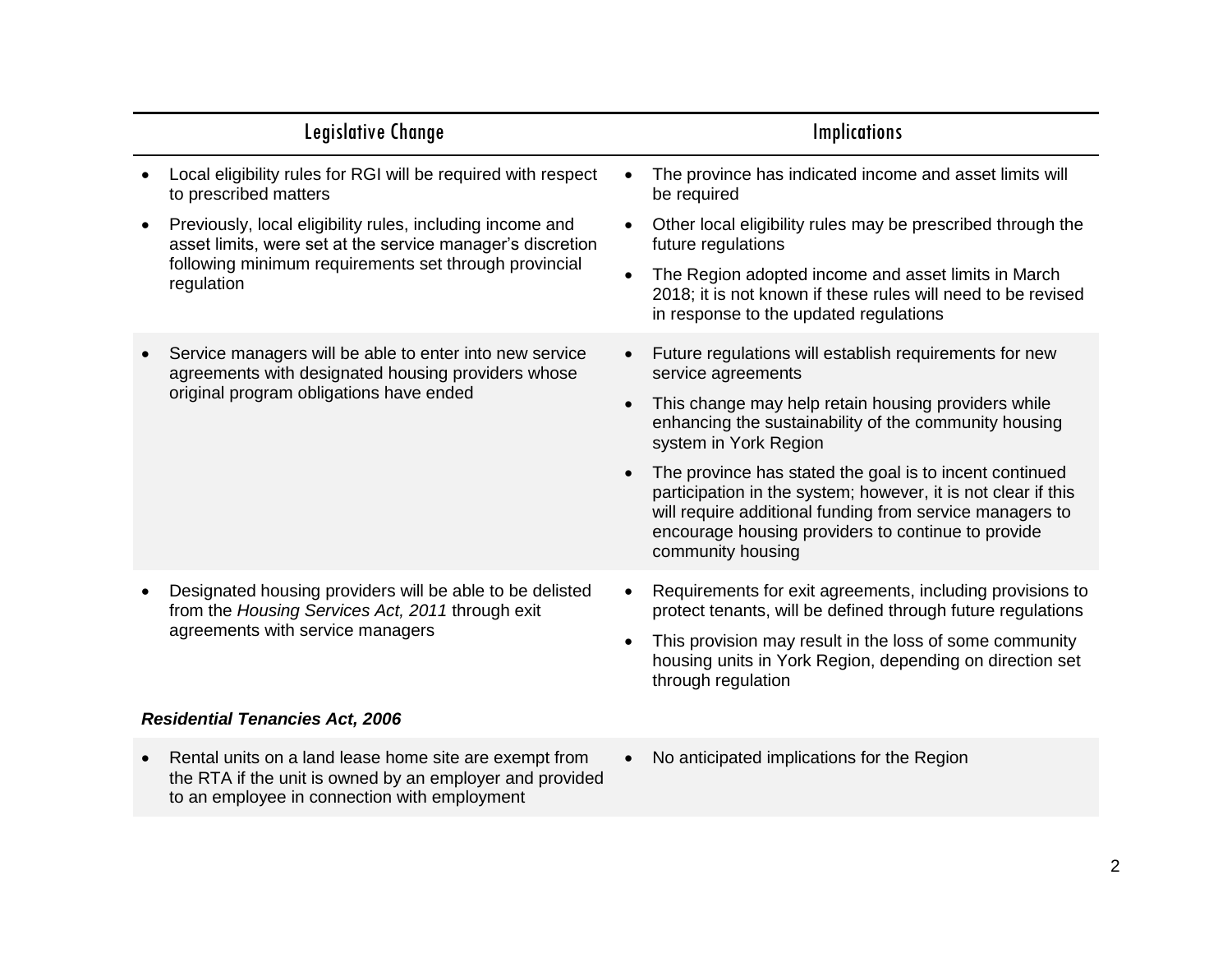| Legislative Change | Implications |
| --- | --- |
| • Local eligibility rules for RGI will be required with respect to prescribed matters<br>• Previously, local eligibility rules, including income and asset limits, were set at the service manager's discretion following minimum requirements set through provincial regulation | • The province has indicated income and asset limits will be required<br>• Other local eligibility rules may be prescribed through the future regulations<br>• The Region adopted income and asset limits in March 2018; it is not known if these rules will need to be revised in response to the updated regulations |
| • Service managers will be able to enter into new service agreements with designated housing providers whose original program obligations have ended | • Future regulations will establish requirements for new service agreements<br>• This change may help retain housing providers while enhancing the sustainability of the community housing system in York Region<br>• The province has stated the goal is to incent continued participation in the system; however, it is not clear if this will require additional funding from service managers to encourage housing providers to continue to provide community housing |
| • Designated housing providers will be able to be delisted from the *Housing Services Act, 2011* through exit agreements with service managers | • Requirements for exit agreements, including provisions to protect tenants, will be defined through future regulations<br>• This provision may result in the loss of some community housing units in York Region, depending on direction set through regulation |
| ***Residential Tenancies Act, 2006*** | |
| • Rental units on a land lease home site are exempt from the RTA if the unit is owned by an employer and provided to an employee in connection with employment | • No anticipated implications for the Region |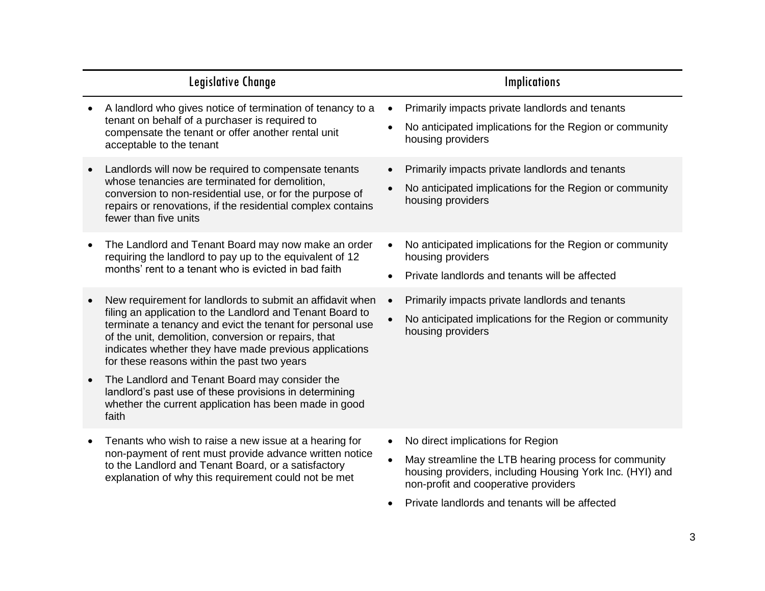| Legislative Change | Implications |
| --- | --- |
| • A landlord who gives notice of termination of tenancy to a tenant on behalf of a purchaser is required to compensate the tenant or offer another rental unit acceptable to the tenant | • Primarily impacts private landlords and tenants<br>• No anticipated implications for the Region or community housing providers |
| • Landlords will now be required to compensate tenants whose tenancies are terminated for demolition, conversion to non-residential use, or for the purpose of repairs or renovations, if the residential complex contains fewer than five units | • Primarily impacts private landlords and tenants<br>• No anticipated implications for the Region or community housing providers |
| • The Landlord and Tenant Board may now make an order requiring the landlord to pay up to the equivalent of 12 months' rent to a tenant who is evicted in bad faith | • No anticipated implications for the Region or community housing providers<br>• Private landlords and tenants will be affected |
| • New requirement for landlords to submit an affidavit when filing an application to the Landlord and Tenant Board to terminate a tenancy and evict the tenant for personal use of the unit, demolition, conversion or repairs, that indicates whether they have made previous applications for these reasons within the past two years<br>• The Landlord and Tenant Board may consider the landlord's past use of these provisions in determining whether the current application has been made in good faith | • Primarily impacts private landlords and tenants<br>• No anticipated implications for the Region or community housing providers |
| • Tenants who wish to raise a new issue at a hearing for non-payment of rent must provide advance written notice to the Landlord and Tenant Board, or a satisfactory explanation of why this requirement could not be met | • No direct implications for Region<br>• May streamline the LTB hearing process for community housing providers, including Housing York Inc. (HYI) and non-profit and cooperative providers<br>• Private landlords and tenants will be affected |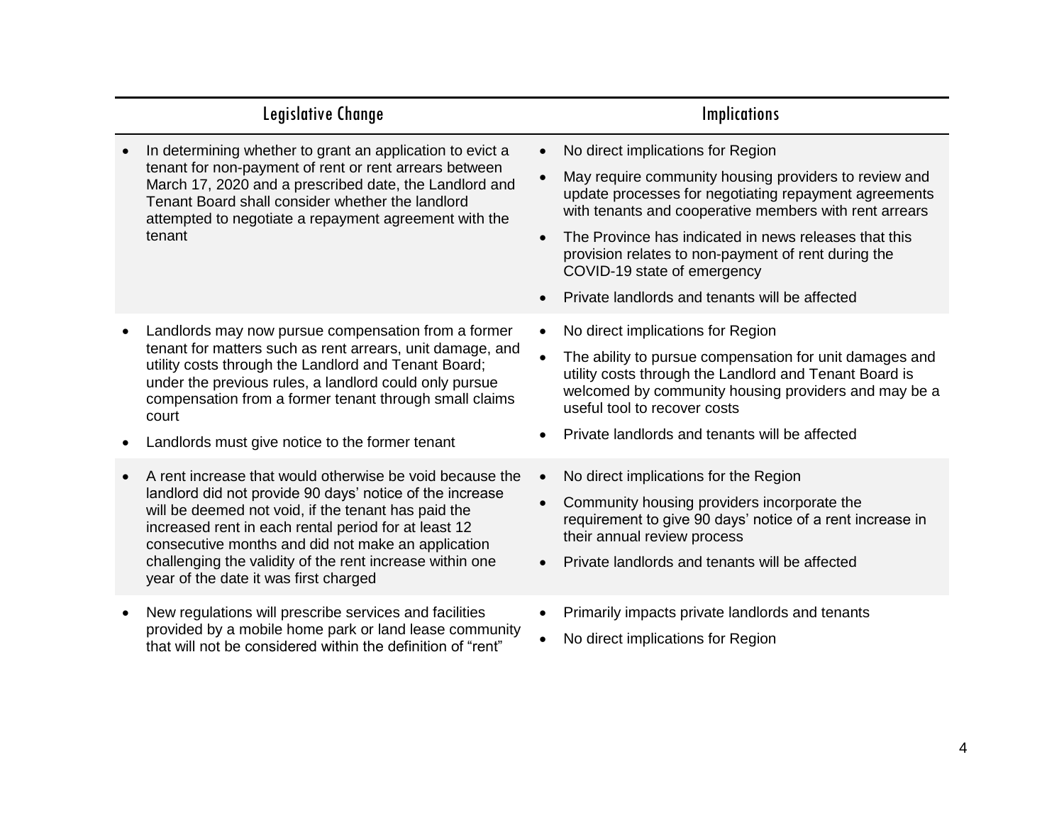| Legislative Change | Implications |
|---|---|
| • In determining whether to grant an application to evict a tenant for non-payment of rent or rent arrears between March 17, 2020 and a prescribed date, the Landlord and Tenant Board shall consider whether the landlord attempted to negotiate a repayment agreement with the tenant | • No direct implications for Region<br>• May require community housing providers to review and update processes for negotiating repayment agreements with tenants and cooperative members with rent arrears<br>• The Province has indicated in news releases that this provision relates to non-payment of rent during the COVID-19 state of emergency<br>• Private landlords and tenants will be affected |
| • Landlords may now pursue compensation from a former tenant for matters such as rent arrears, unit damage, and utility costs through the Landlord and Tenant Board; under the previous rules, a landlord could only pursue compensation from a former tenant through small claims court<br>• Landlords must give notice to the former tenant | • No direct implications for Region<br>• The ability to pursue compensation for unit damages and utility costs through the Landlord and Tenant Board is welcomed by community housing providers and may be a useful tool to recover costs<br>• Private landlords and tenants will be affected |
| • A rent increase that would otherwise be void because the landlord did not provide 90 days' notice of the increase will be deemed not void, if the tenant has paid the increased rent in each rental period for at least 12 consecutive months and did not make an application challenging the validity of the rent increase within one year of the date it was first charged | • No direct implications for the Region<br>• Community housing providers incorporate the requirement to give 90 days' notice of a rent increase in their annual review process<br>• Private landlords and tenants will be affected |
| • New regulations will prescribe services and facilities provided by a mobile home park or land lease community that will not be considered within the definition of "rent" | • Primarily impacts private landlords and tenants<br>• No direct implications for Region |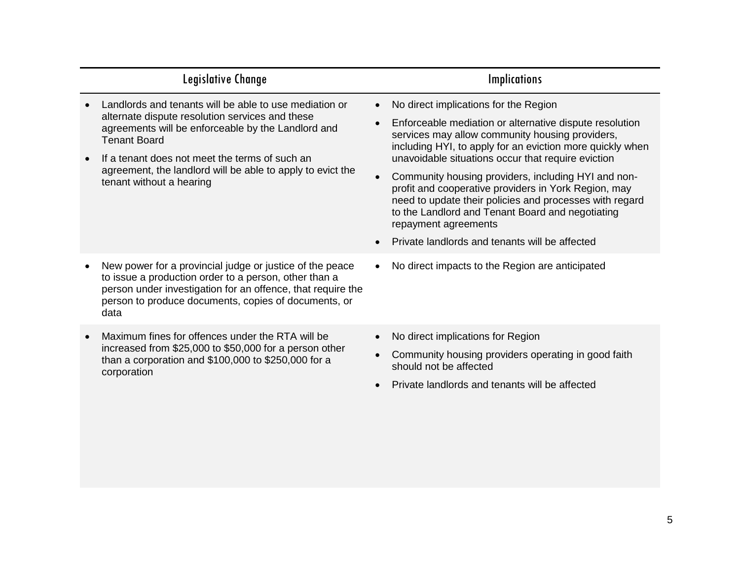| Legislative Change | Implications |
| --- | --- |
| • Landlords and tenants will be able to use mediation or alternate dispute resolution services and these agreements will be enforceable by the Landlord and Tenant Board<br>• If a tenant does not meet the terms of such an agreement, the landlord will be able to apply to evict the tenant without a hearing | • No direct implications for the Region<br>• Enforceable mediation or alternative dispute resolution services may allow community housing providers, including HYI, to apply for an eviction more quickly when unavoidable situations occur that require eviction<br>• Community housing providers, including HYI and non-profit and cooperative providers in York Region, may need to update their policies and processes with regard to the Landlord and Tenant Board and negotiating repayment agreements<br>• Private landlords and tenants will be affected |
| • New power for a provincial judge or justice of the peace to issue a production order to a person, other than a person under investigation for an offence, that require the person to produce documents, copies of documents, or data | • No direct impacts to the Region are anticipated |
| • Maximum fines for offences under the RTA will be increased from $25,000 to $50,000 for a person other than a corporation and $100,000 to $250,000 for a corporation | • No direct implications for Region<br>• Community housing providers operating in good faith should not be affected<br>• Private landlords and tenants will be affected |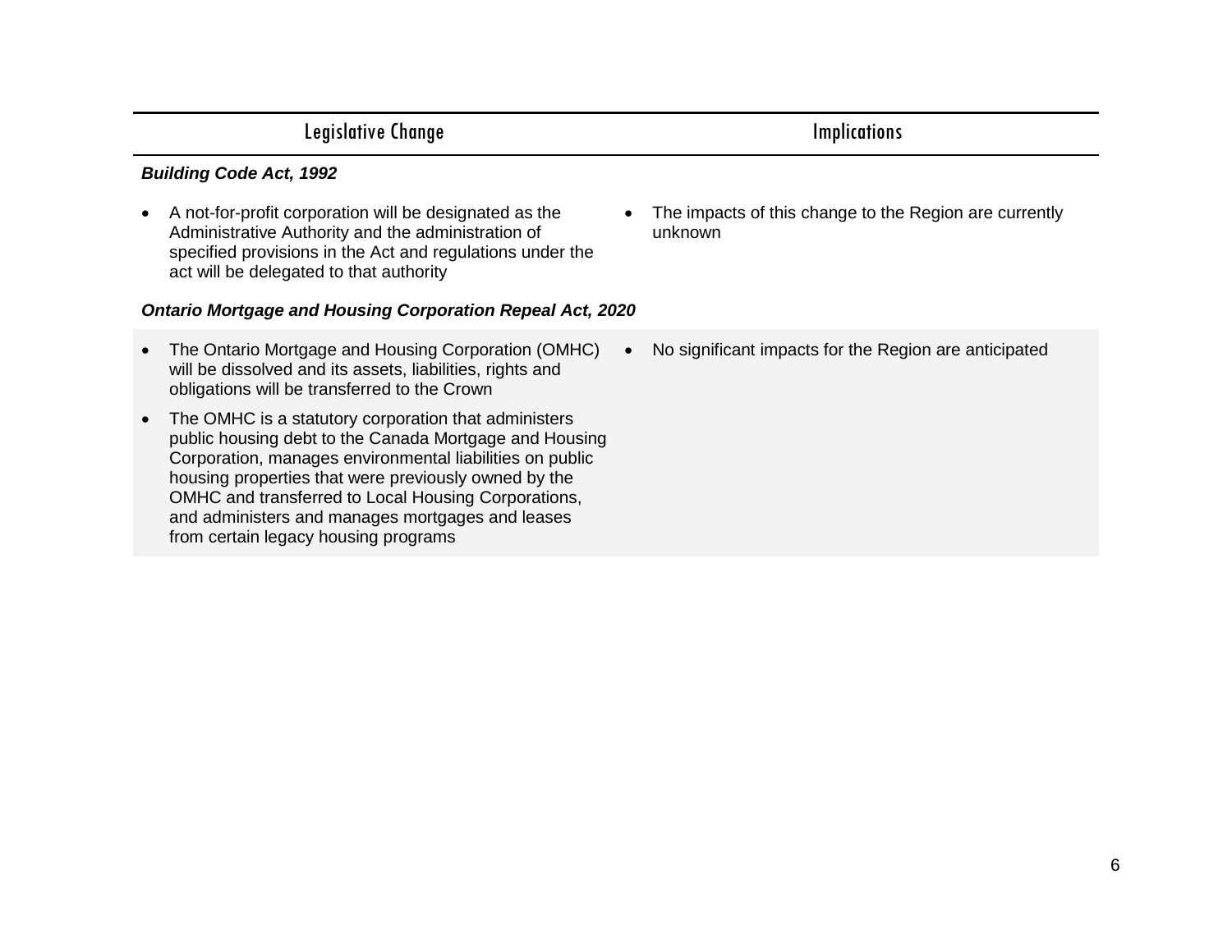| Legislative Change | Implications |
|---|---|
| ***Building Code Act, 1992*** | |
| • A not-for-profit corporation will be designated as the Administrative Authority and the administration of specified provisions in the Act and regulations under the act will be delegated to that authority | • The impacts of this change to the Region are currently unknown |
| ***Ontario Mortgage and Housing Corporation Repeal Act, 2020*** | |
| • The Ontario Mortgage and Housing Corporation (OMHC) will be dissolved and its assets, liabilities, rights and obligations will be transferred to the Crown<br>• The OMHC is a statutory corporation that administers public housing debt to the Canada Mortgage and Housing Corporation, manages environmental liabilities on public housing properties that were previously owned by the OMHC and transferred to Local Housing Corporations, and administers and manages mortgages and leases from certain legacy housing programs | • No significant impacts for the Region are anticipated |